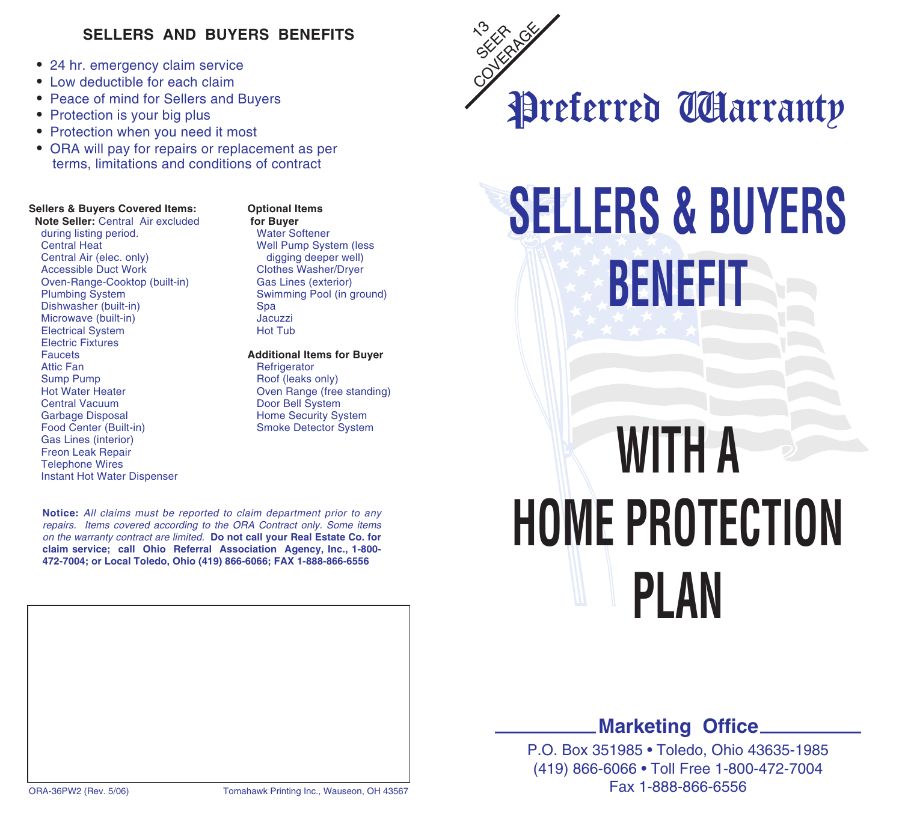## SELLERS AND BUYERS BENEFITS

- 24 hr. emergency claim service
- Low deductible for each claim
- Peace of mind for Sellers and Buyers
- Protection is your big plus
- Protection when you need it most
- ORA will pay for repairs or replacement as per terms, limitations and conditions of contract

**Sellers & Buyers Covered Items:**

**Note Seller:** Central Air excluded during listing period.

- Central Heat
- Central Air (elec. only)
- Accessible Duct Work
- Oven-Range-Cooktop (built-in)
- Plumbing System
- Dishwasher (built-in)
- Microwave (built-in)
- Electrical System
- Electric Fixtures
- Faucets
- Attic Fan
- Sump Pump
- Hot Water Heater
- Central Vacuum
- Garbage Disposal
- Food Center (Built-in)
- Gas Lines (interior)
- Freon Leak Repair
- Telephone Wires
- Instant Hot Water Dispenser

**Optional Items for Buyer**

- Water Softener
- Well Pump System (less digging deeper well)
- Clothes Washer/Dryer
- Gas Lines (exterior)
- Swimming Pool (in ground)
- Spa
- Jacuzzi
- Hot Tub

**Additional Items for Buyer**

- Refrigerator
- Roof (leaks only)
- Oven Range (free standing)
- Door Bell System
- Home Security System
- Smoke Detector System

**Notice:** *All claims must be reported to claim department prior to any repairs. Items covered according to the ORA Contract only. Some items on the warranty contract are limited.* **Do not call your Real Estate Co. for claim service; call Ohio Referral Association Agency, Inc., 1-800-472-7004; or Local Toledo, Ohio (419) 866-6066; FAX 1-888-866-6556**

ORA-36PW2 (Rev. 5/06) Tomahawk Printing Inc., Wauseon, OH 43567

13 SEER COVERAGE

# Preferred Warranty

# SELLERS & BUYERS BENEFIT

# WITH A HOME PROTECTION PLAN

**Marketing Office**

P.O. Box 351985 • Toledo, Ohio 43635-1985
(419) 866-6066 • Toll Free 1-800-472-7004
Fax 1-888-866-6556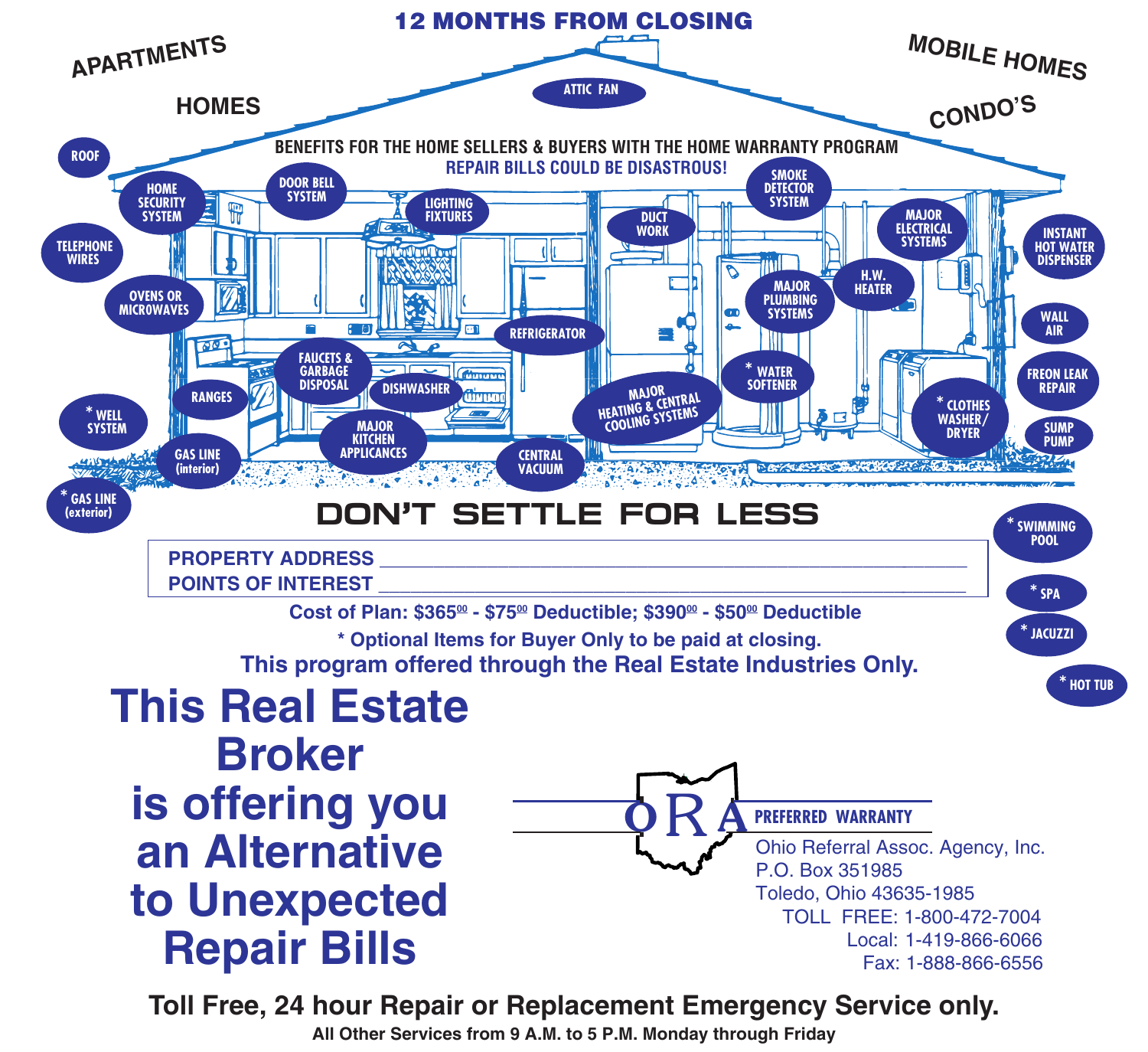# 12 MONTHS FROM CLOSING

APARTMENTS

HOMES

MOBILE HOMES

CONDO'S

**BENEFITS FOR THE HOME SELLERS & BUYERS WITH THE HOME WARRANTY PROGRAM**

**REPAIR BILLS COULD BE DISASTROUS!**

- ATTIC FAN
- ROOF
- HOME SECURITY SYSTEM
- DOOR BELL SYSTEM
- LIGHTING FIXTURES
- DUCT WORK
- SMOKE DETECTOR SYSTEM
- MAJOR ELECTRICAL SYSTEMS
- INSTANT HOT WATER DISPENSER
- TELEPHONE WIRES
- OVENS OR MICROWAVES
- MAJOR PLUMBING SYSTEMS
- H.W. HEATER
- WALL AIR
- REFRIGERATOR
- FAUCETS & GARBAGE DISPOSAL
- DISHWASHER
- * WATER SOFTENER
- FREON LEAK REPAIR
- RANGES
- MAJOR HEATING & CENTRAL COOLING SYSTEMS
- * CLOTHES WASHER/DRYER
- * WELL SYSTEM
- SUMP PUMP
- GAS LINE (interior)
- MAJOR KITCHEN APPLICANCES
- CENTRAL VACUUM
- * GAS LINE (exterior)
- * SWIMMING POOL
- * SPA
- * JACUZZI
- * HOT TUB

## DON'T SETTLE FOR LESS

**PROPERTY ADDRESS** ______________________________

**POINTS OF INTEREST** ______________________________

**Cost of Plan: $365.00 - $75.00 Deductible; $390.00 - $50.00 Deductible**

**\* Optional Items for Buyer Only to be paid at closing.**

**This program offered through the Real Estate Industries Only.**

# This Real Estate Broker is offering you an Alternative to Unexpected Repair Bills

ORA PREFERRED WARRANTY

Ohio Referral Assoc. Agency, Inc.
P.O. Box 351985
Toledo, Ohio 43635-1985
TOLL FREE: 1-800-472-7004
Local: 1-419-866-6066
Fax: 1-888-866-6556

**Toll Free, 24 hour Repair or Replacement Emergency Service only.**

**All Other Services from 9 A.M. to 5 P.M. Monday through Friday**